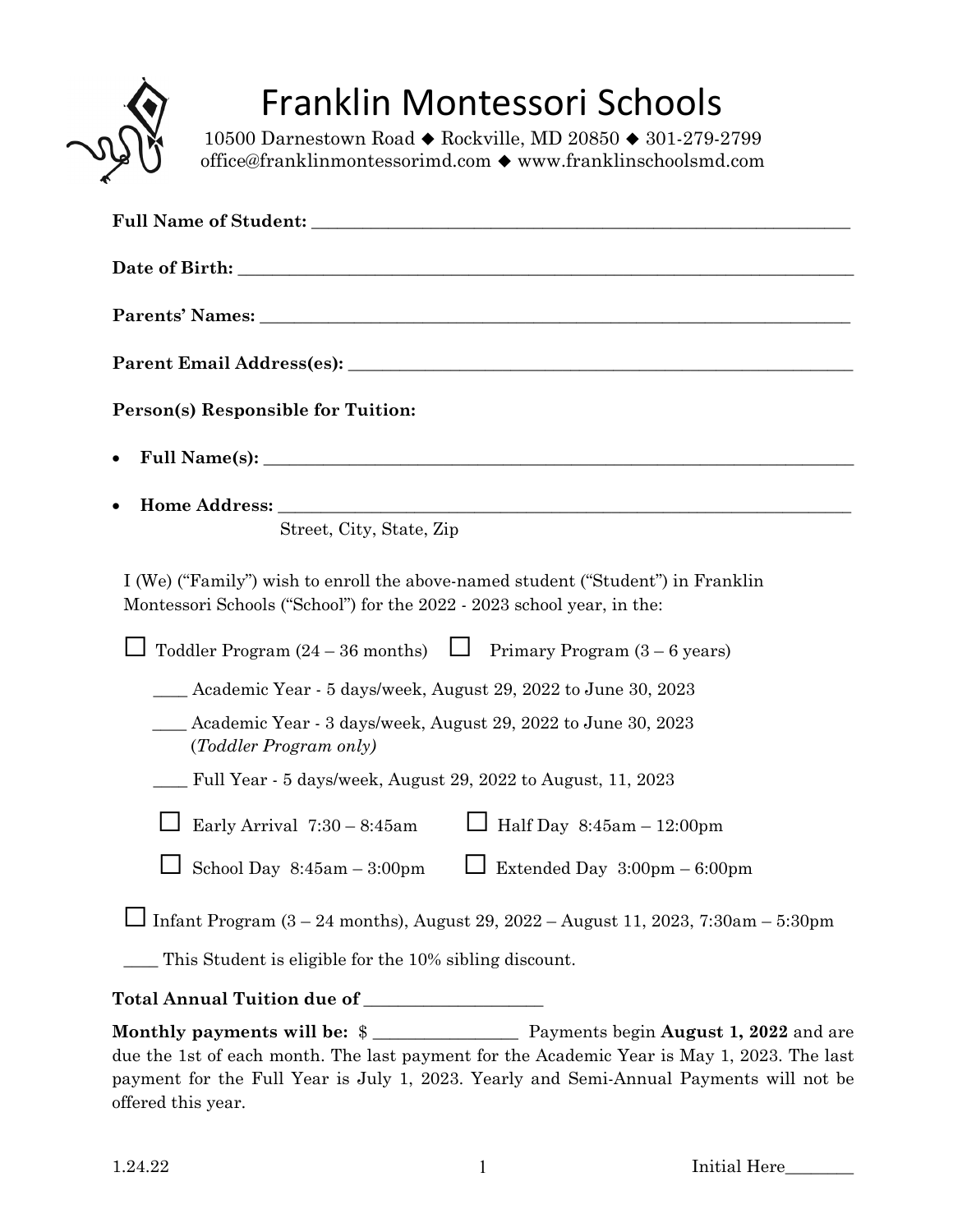# Franklin Montessori Schools

10500 Darnestown Road ◆ Rockville, MD 20850 ◆ 301-279-2799
office@franklinmontessorimd.com ◆ www.franklinschoolsmd.com

**Full Name of Student:** ____________________________________________________________

**Date of Birth:** ____________________________________________________________

**Parents' Names:** ____________________________________________________________

**Parent Email Address(es):** ____________________________________________________________

**Person(s) Responsible for Tuition:**

- **Full Name(s):** ____________________________________________________________
- **Home Address:** ____________________________________________________________
  Street, City, State, Zip

I (We) ("Family") wish to enroll the above-named student ("Student") in Franklin Montessori Schools ("School") for the 2022 - 2023 school year, in the:

☐ Toddler Program (24 – 36 months) ☐ Primary Program (3 – 6 years)

____ Academic Year - 5 days/week, August 29, 2022 to June 30, 2023

____ Academic Year - 3 days/week, August 29, 2022 to June 30, 2023
(*Toddler Program only)*

____ Full Year - 5 days/week, August 29, 2022 to August, 11, 2023

☐ Early Arrival 7:30 – 8:45am ☐ Half Day 8:45am – 12:00pm

☐ School Day 8:45am – 3:00pm ☐ Extended Day 3:00pm – 6:00pm

☐ Infant Program (3 – 24 months), August 29, 2022 – August 11, 2023, 7:30am – 5:30pm

____ This Student is eligible for the 10% sibling discount.

**Total Annual Tuition due of** ____________________

**Monthly payments will be:** $ ________________ Payments begin **August 1, 2022** and are due the 1st of each month. The last payment for the Academic Year is May 1, 2023. The last payment for the Full Year is July 1, 2023. Yearly and Semi-Annual Payments will not be offered this year.

1.24.22 Initial Here________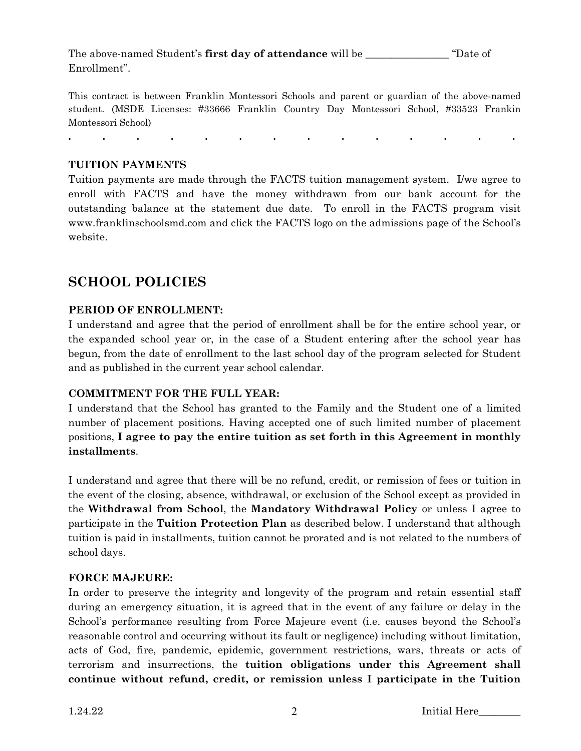The above-named Student's **first day of attendance** will be ________________ "Date of Enrollment".

This contract is between Franklin Montessori Schools and parent or guardian of the above-named student. (MSDE Licenses: #33666 Franklin Country Day Montessori School, #33523 Frankin Montessori School)

. . . . . . . . . . . . . .

**TUITION PAYMENTS**

Tuition payments are made through the FACTS tuition management system. I/we agree to enroll with FACTS and have the money withdrawn from our bank account for the outstanding balance at the statement due date. To enroll in the FACTS program visit www.franklinschoolsmd.com and click the FACTS logo on the admissions page of the School's website.

## SCHOOL POLICIES

**PERIOD OF ENROLLMENT:**

I understand and agree that the period of enrollment shall be for the entire school year, or the expanded school year or, in the case of a Student entering after the school year has begun, from the date of enrollment to the last school day of the program selected for Student and as published in the current year school calendar.

**COMMITMENT FOR THE FULL YEAR:**

I understand that the School has granted to the Family and the Student one of a limited number of placement positions. Having accepted one of such limited number of placement positions, **I agree to pay the entire tuition as set forth in this Agreement in monthly installments**.

I understand and agree that there will be no refund, credit, or remission of fees or tuition in the event of the closing, absence, withdrawal, or exclusion of the School except as provided in the **Withdrawal from School**, the **Mandatory Withdrawal Policy** or unless I agree to participate in the **Tuition Protection Plan** as described below. I understand that although tuition is paid in installments, tuition cannot be prorated and is not related to the numbers of school days.

**FORCE MAJEURE:**

In order to preserve the integrity and longevity of the program and retain essential staff during an emergency situation, it is agreed that in the event of any failure or delay in the School's performance resulting from Force Majeure event (i.e. causes beyond the School's reasonable control and occurring without its fault or negligence) including without limitation, acts of God, fire, pandemic, epidemic, government restrictions, wars, threats or acts of terrorism and insurrections, the **tuition obligations under this Agreement shall continue without refund, credit, or remission unless I participate in the Tuition**

1.24.22 Initial Here________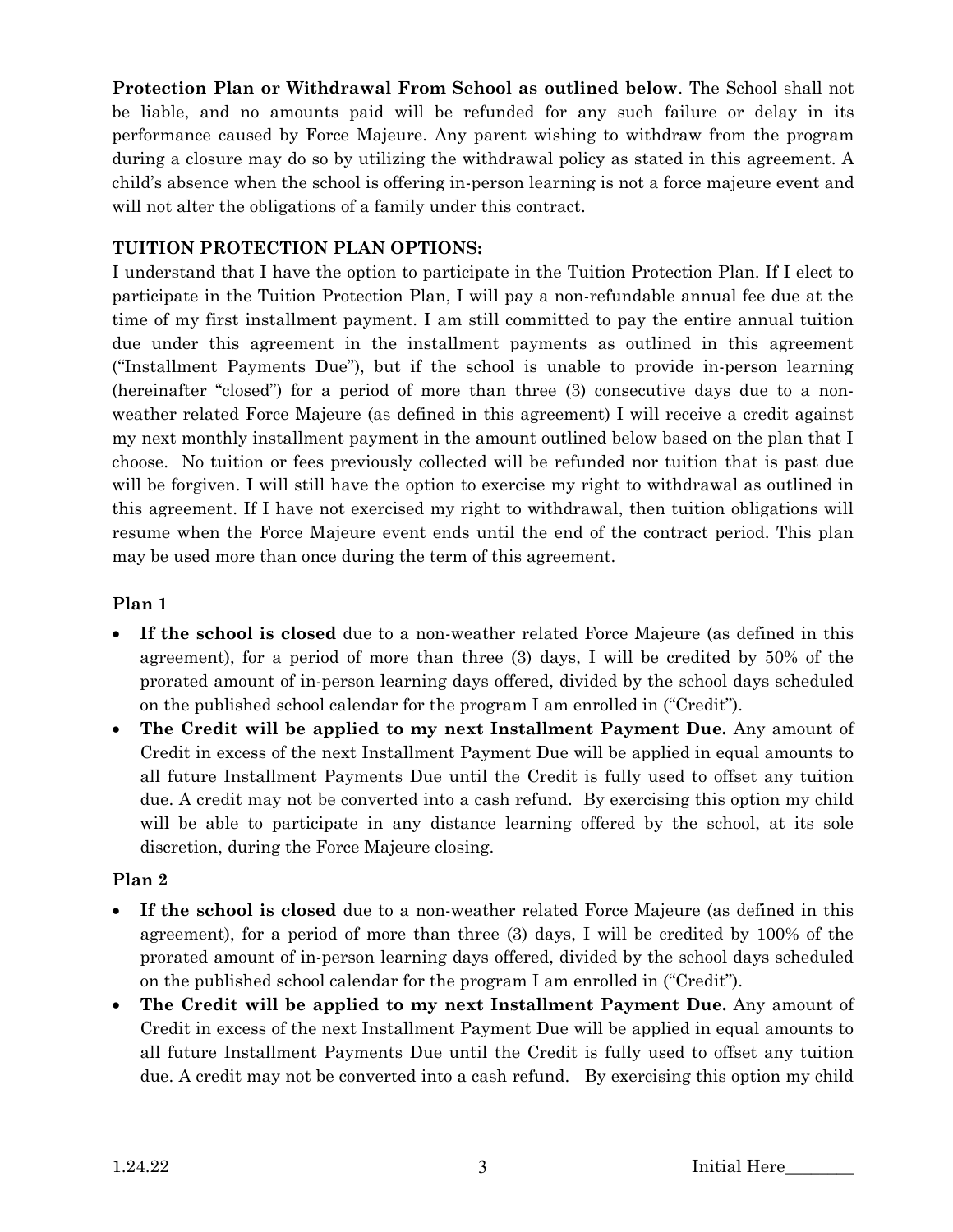**Protection Plan or Withdrawal From School as outlined below**. The School shall not be liable, and no amounts paid will be refunded for any such failure or delay in its performance caused by Force Majeure. Any parent wishing to withdraw from the program during a closure may do so by utilizing the withdrawal policy as stated in this agreement. A child's absence when the school is offering in-person learning is not a force majeure event and will not alter the obligations of a family under this contract.

**TUITION PROTECTION PLAN OPTIONS:**

I understand that I have the option to participate in the Tuition Protection Plan. If I elect to participate in the Tuition Protection Plan, I will pay a non-refundable annual fee due at the time of my first installment payment. I am still committed to pay the entire annual tuition due under this agreement in the installment payments as outlined in this agreement ("Installment Payments Due"), but if the school is unable to provide in-person learning (hereinafter "closed") for a period of more than three (3) consecutive days due to a non-weather related Force Majeure (as defined in this agreement) I will receive a credit against my next monthly installment payment in the amount outlined below based on the plan that I choose. No tuition or fees previously collected will be refunded nor tuition that is past due will be forgiven. I will still have the option to exercise my right to withdrawal as outlined in this agreement. If I have not exercised my right to withdrawal, then tuition obligations will resume when the Force Majeure event ends until the end of the contract period. This plan may be used more than once during the term of this agreement.

**Plan 1**

- **If the school is closed** due to a non-weather related Force Majeure (as defined in this agreement), for a period of more than three (3) days, I will be credited by 50% of the prorated amount of in-person learning days offered, divided by the school days scheduled on the published school calendar for the program I am enrolled in ("Credit").
- **The Credit will be applied to my next Installment Payment Due.** Any amount of Credit in excess of the next Installment Payment Due will be applied in equal amounts to all future Installment Payments Due until the Credit is fully used to offset any tuition due. A credit may not be converted into a cash refund. By exercising this option my child will be able to participate in any distance learning offered by the school, at its sole discretion, during the Force Majeure closing.

**Plan 2**

- **If the school is closed** due to a non-weather related Force Majeure (as defined in this agreement), for a period of more than three (3) days, I will be credited by 100% of the prorated amount of in-person learning days offered, divided by the school days scheduled on the published school calendar for the program I am enrolled in ("Credit").
- **The Credit will be applied to my next Installment Payment Due.** Any amount of Credit in excess of the next Installment Payment Due will be applied in equal amounts to all future Installment Payments Due until the Credit is fully used to offset any tuition due. A credit may not be converted into a cash refund. By exercising this option my child

1.24.22 Initial Here________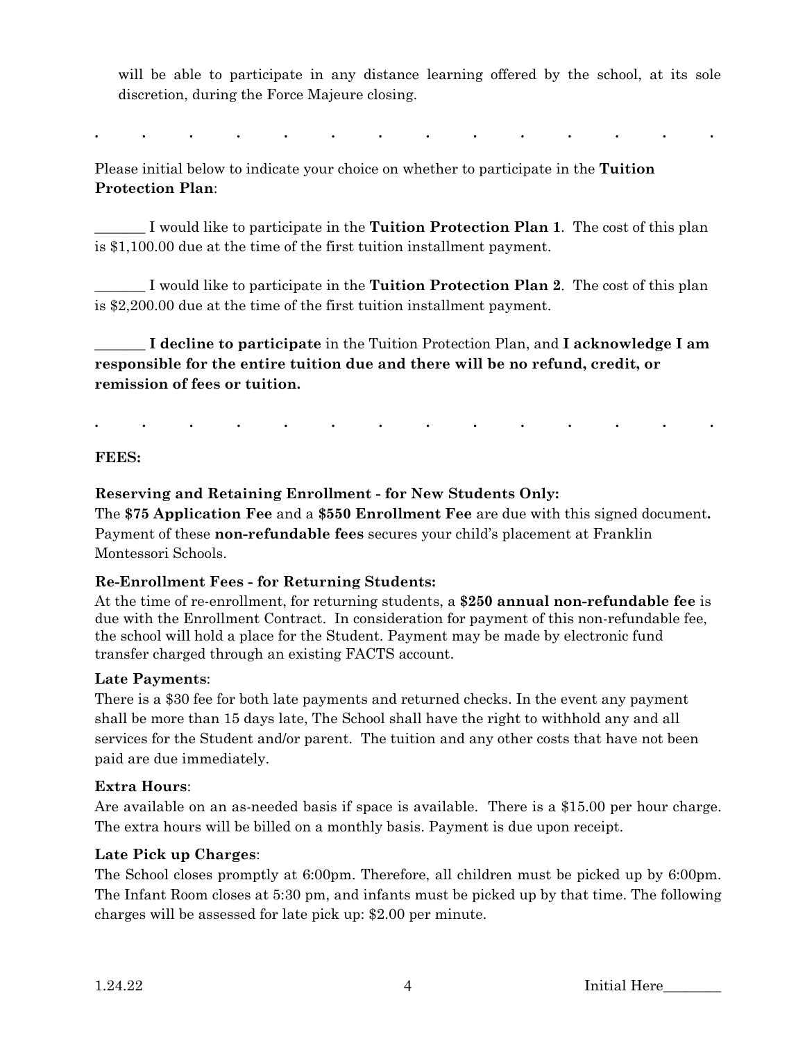will be able to participate in any distance learning offered by the school, at its sole discretion, during the Force Majeure closing.

. . . . . . . . . . . . . .

Please initial below to indicate your choice on whether to participate in the **Tuition Protection Plan**:

_______ I would like to participate in the **Tuition Protection Plan 1**. The cost of this plan is $1,100.00 due at the time of the first tuition installment payment.

_______ I would like to participate in the **Tuition Protection Plan 2**. The cost of this plan is $2,200.00 due at the time of the first tuition installment payment.

_______ **I decline to participate** in the Tuition Protection Plan, and **I acknowledge I am responsible for the entire tuition due and there will be no refund, credit, or remission of fees or tuition.**

. . . . . . . . . . . . . .

**FEES:**

**Reserving and Retaining Enrollment - for New Students Only:**
The **$75 Application Fee** and a **$550 Enrollment Fee** are due with this signed document**.** Payment of these **non-refundable fees** secures your child's placement at Franklin Montessori Schools.

**Re-Enrollment Fees - for Returning Students:**
At the time of re-enrollment, for returning students, a **$250 annual non-refundable fee** is due with the Enrollment Contract. In consideration for payment of this non-refundable fee, the school will hold a place for the Student. Payment may be made by electronic fund transfer charged through an existing FACTS account.

**Late Payments**:
There is a $30 fee for both late payments and returned checks. In the event any payment shall be more than 15 days late, The School shall have the right to withhold any and all services for the Student and/or parent. The tuition and any other costs that have not been paid are due immediately.

**Extra Hours**:
Are available on an as-needed basis if space is available. There is a $15.00 per hour charge. The extra hours will be billed on a monthly basis. Payment is due upon receipt.

**Late Pick up Charges**:
The School closes promptly at 6:00pm. Therefore, all children must be picked up by 6:00pm. The Infant Room closes at 5:30 pm, and infants must be picked up by that time. The following charges will be assessed for late pick up: $2.00 per minute.

1.24.22 Initial Here________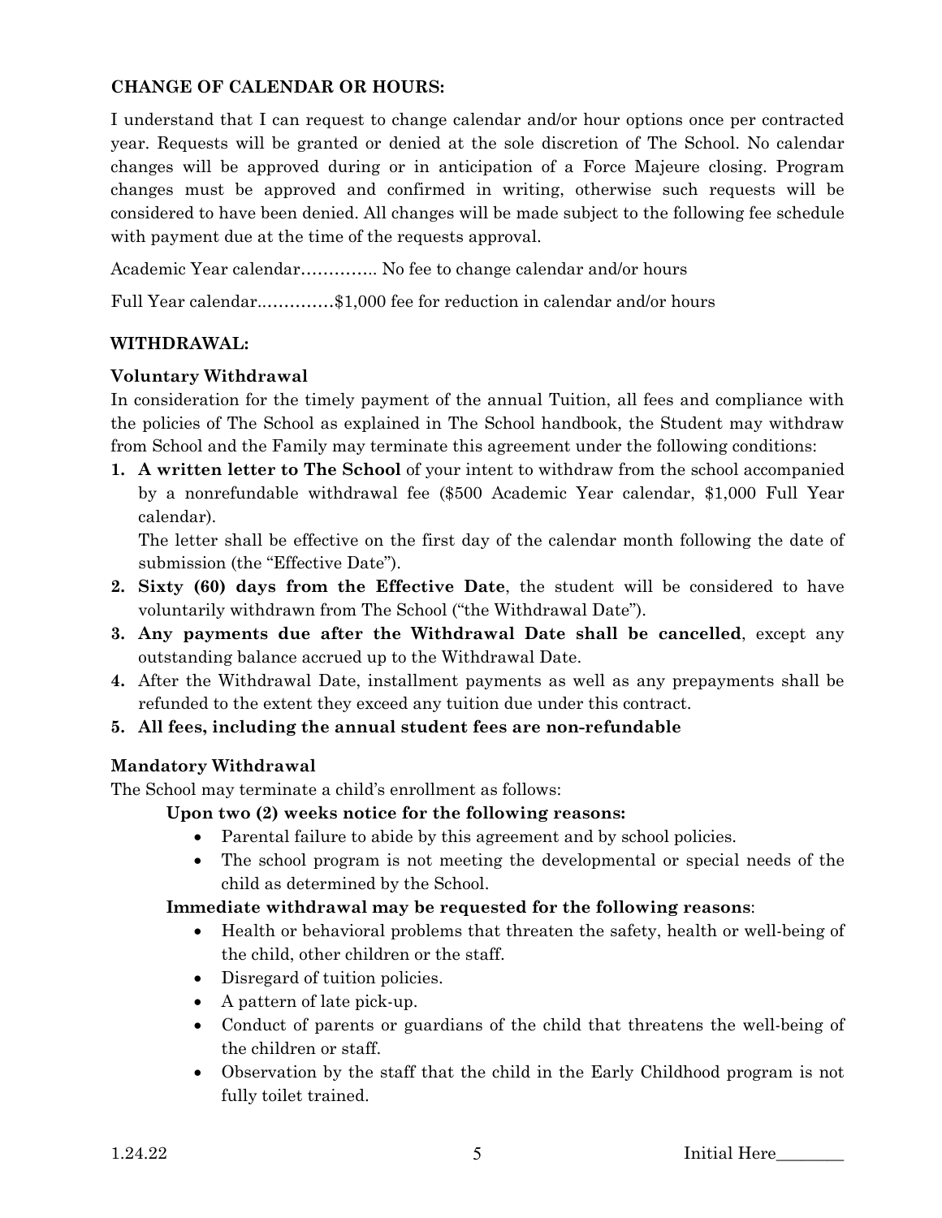**CHANGE OF CALENDAR OR HOURS:**

I understand that I can request to change calendar and/or hour options once per contracted year. Requests will be granted or denied at the sole discretion of The School. No calendar changes will be approved during or in anticipation of a Force Majeure closing. Program changes must be approved and confirmed in writing, otherwise such requests will be considered to have been denied. All changes will be made subject to the following fee schedule with payment due at the time of the requests approval.

Academic Year calendar………….. No fee to change calendar and/or hours

Full Year calendar.………….$1,000 fee for reduction in calendar and/or hours

**WITHDRAWAL:**

**Voluntary Withdrawal**

In consideration for the timely payment of the annual Tuition, all fees and compliance with the policies of The School as explained in The School handbook, the Student may withdraw from School and the Family may terminate this agreement under the following conditions:

1. **A written letter to The School** of your intent to withdraw from the school accompanied by a nonrefundable withdrawal fee ($500 Academic Year calendar, $1,000 Full Year calendar).

   The letter shall be effective on the first day of the calendar month following the date of submission (the "Effective Date").
2. **Sixty (60) days from the Effective Date**, the student will be considered to have voluntarily withdrawn from The School ("the Withdrawal Date").
3. **Any payments due after the Withdrawal Date shall be cancelled**, except any outstanding balance accrued up to the Withdrawal Date.
4. After the Withdrawal Date, installment payments as well as any prepayments shall be refunded to the extent they exceed any tuition due under this contract.
5. **All fees, including the annual student fees are non-refundable**

**Mandatory Withdrawal**

The School may terminate a child's enrollment as follows:

**Upon two (2) weeks notice for the following reasons:**

- Parental failure to abide by this agreement and by school policies.
- The school program is not meeting the developmental or special needs of the child as determined by the School.

**Immediate withdrawal may be requested for the following reasons**:

- Health or behavioral problems that threaten the safety, health or well-being of the child, other children or the staff.
- Disregard of tuition policies.
- A pattern of late pick-up.
- Conduct of parents or guardians of the child that threatens the well-being of the children or staff.
- Observation by the staff that the child in the Early Childhood program is not fully toilet trained.

1.24.22 Initial Here________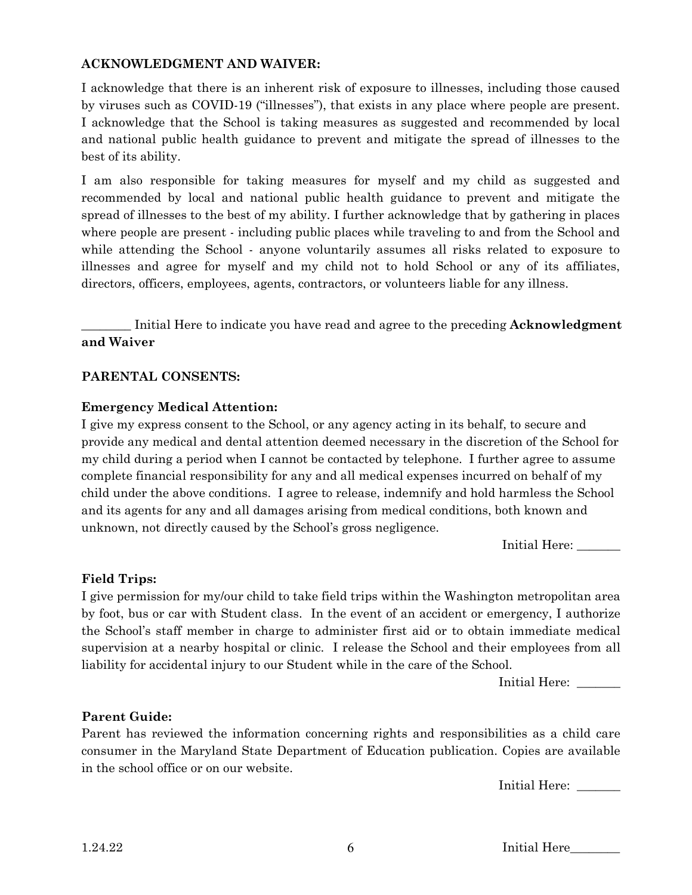**ACKNOWLEDGMENT AND WAIVER:**

I acknowledge that there is an inherent risk of exposure to illnesses, including those caused by viruses such as COVID-19 ("illnesses"), that exists in any place where people are present. I acknowledge that the School is taking measures as suggested and recommended by local and national public health guidance to prevent and mitigate the spread of illnesses to the best of its ability.

I am also responsible for taking measures for myself and my child as suggested and recommended by local and national public health guidance to prevent and mitigate the spread of illnesses to the best of my ability. I further acknowledge that by gathering in places where people are present - including public places while traveling to and from the School and while attending the School - anyone voluntarily assumes all risks related to exposure to illnesses and agree for myself and my child not to hold School or any of its affiliates, directors, officers, employees, agents, contractors, or volunteers liable for any illness.

________ Initial Here to indicate you have read and agree to the preceding **Acknowledgment and Waiver**

**PARENTAL CONSENTS:**

**Emergency Medical Attention:**

I give my express consent to the School, or any agency acting in its behalf, to secure and provide any medical and dental attention deemed necessary in the discretion of the School for my child during a period when I cannot be contacted by telephone. I further agree to assume complete financial responsibility for any and all medical expenses incurred on behalf of my child under the above conditions. I agree to release, indemnify and hold harmless the School and its agents for any and all damages arising from medical conditions, both known and unknown, not directly caused by the School's gross negligence.

Initial Here: _______

**Field Trips:**

I give permission for my/our child to take field trips within the Washington metropolitan area by foot, bus or car with Student class. In the event of an accident or emergency, I authorize the School's staff member in charge to administer first aid or to obtain immediate medical supervision at a nearby hospital or clinic. I release the School and their employees from all liability for accidental injury to our Student while in the care of the School.

Initial Here: _______

**Parent Guide:**

Parent has reviewed the information concerning rights and responsibilities as a child care consumer in the Maryland State Department of Education publication. Copies are available in the school office or on our website.

Initial Here: _______

1.24.22 Initial Here________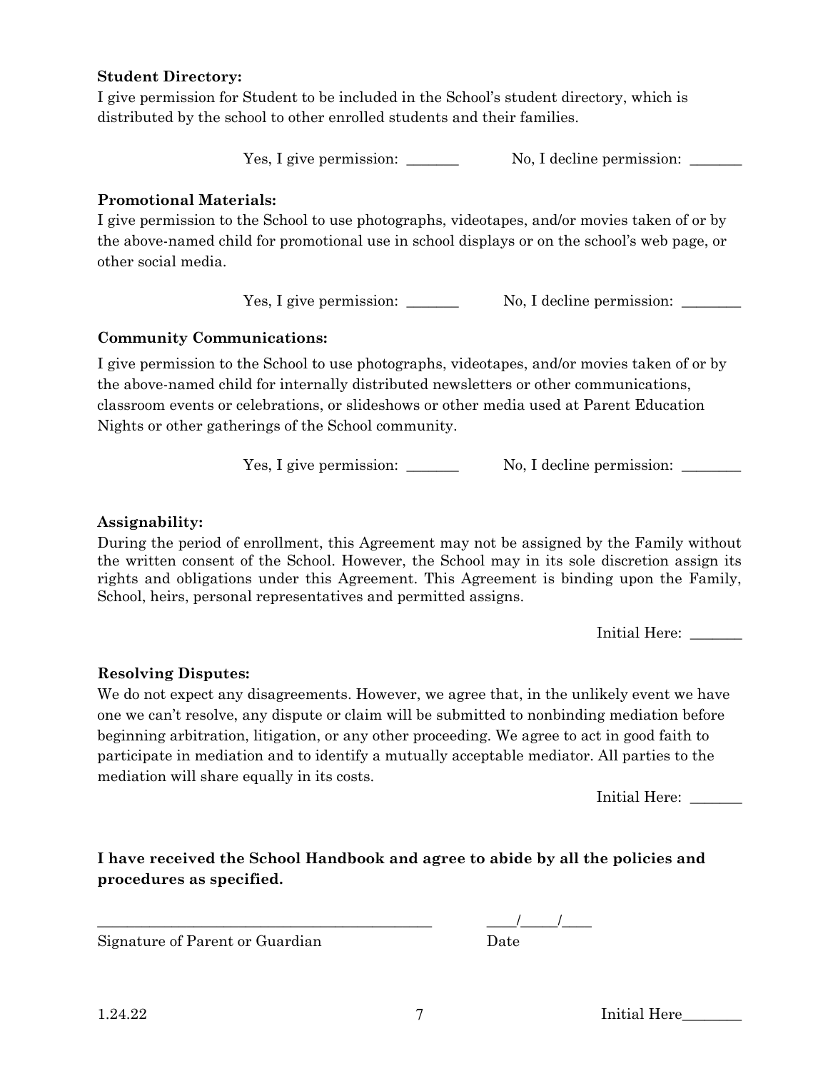**Student Directory:**
I give permission for Student to be included in the School's student directory, which is distributed by the school to other enrolled students and their families.

Yes, I give permission: _______ No, I decline permission: _______

**Promotional Materials:**
I give permission to the School to use photographs, videotapes, and/or movies taken of or by the above-named child for promotional use in school displays or on the school's web page, or other social media.

Yes, I give permission: _______ No, I decline permission: ________

**Community Communications:**

I give permission to the School to use photographs, videotapes, and/or movies taken of or by the above-named child for internally distributed newsletters or other communications, classroom events or celebrations, or slideshows or other media used at Parent Education Nights or other gatherings of the School community.

Yes, I give permission: _______ No, I decline permission: ________

**Assignability:**
During the period of enrollment, this Agreement may not be assigned by the Family without the written consent of the School. However, the School may in its sole discretion assign its rights and obligations under this Agreement. This Agreement is binding upon the Family, School, heirs, personal representatives and permitted assigns.

Initial Here: _______

**Resolving Disputes:**
We do not expect any disagreements. However, we agree that, in the unlikely event we have one we can't resolve, any dispute or claim will be submitted to nonbinding mediation before beginning arbitration, litigation, or any other proceeding. We agree to act in good faith to participate in mediation and to identify a mutually acceptable mediator. All parties to the mediation will share equally in its costs.

Initial Here: _______

**I have received the School Handbook and agree to abide by all the policies and procedures as specified.**

_____________________________________________ ____/_____/____
Signature of Parent or Guardian Date

1.24.22 Initial Here________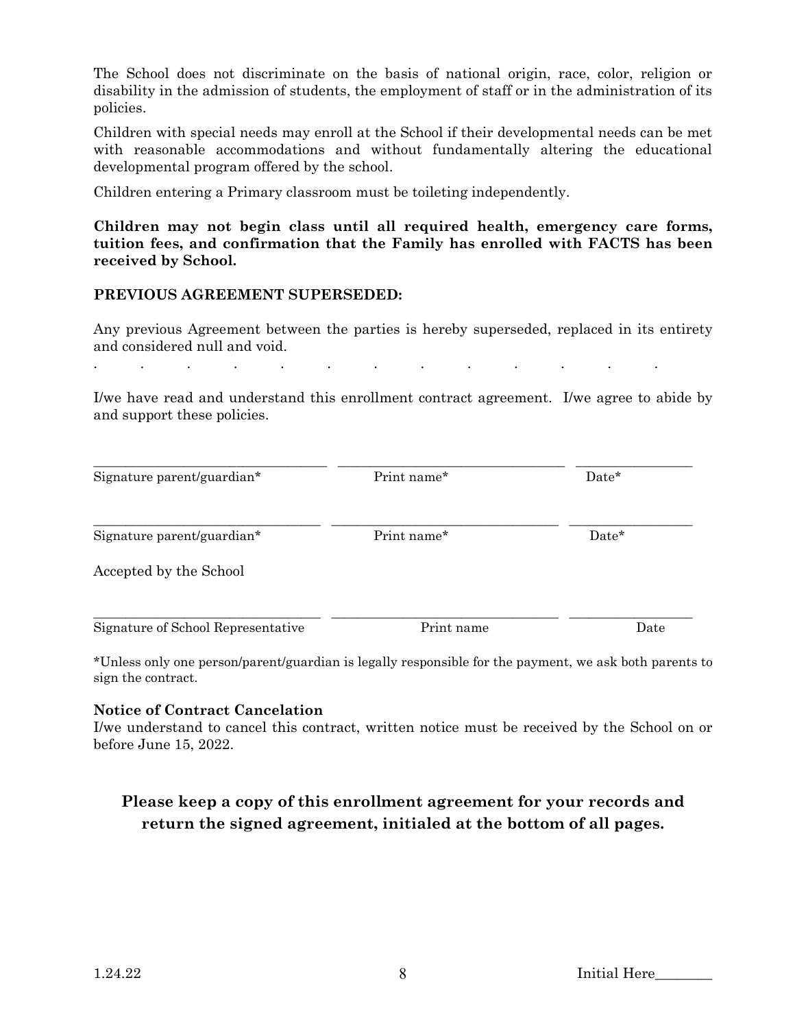The School does not discriminate on the basis of national origin, race, color, religion or disability in the admission of students, the employment of staff or in the administration of its policies.

Children with special needs may enroll at the School if their developmental needs can be met with reasonable accommodations and without fundamentally altering the educational developmental program offered by the school.

Children entering a Primary classroom must be toileting independently.

**Children may not begin class until all required health, emergency care forms, tuition fees, and confirmation that the Family has enrolled with FACTS has been received by School.**

**PREVIOUS AGREEMENT SUPERSEDED:**

Any previous Agreement between the parties is hereby superseded, replaced in its entirety and considered null and void.

. . . . . . . . . . . . .

I/we have read and understand this enrollment contract agreement. I/we agree to abide by and support these policies.

| | | |
|---|---|---|
| ________________________ | ________________________ | ____________ |
| Signature parent/guardian* | Print name* | Date* |
| ________________________ | ________________________ | ____________ |
| Signature parent/guardian* | Print name* | Date* |

Accepted by the School

| | | |
|---|---|---|
| ________________________ | ________________________ | ____________ |
| Signature of School Representative | Print name | Date |

*Unless only one person/parent/guardian is legally responsible for the payment, we ask both parents to sign the contract.

**Notice of Contract Cancelation**

I/we understand to cancel this contract, written notice must be received by the School on or before June 15, 2022.

**Please keep a copy of this enrollment agreement for your records and return the signed agreement, initialed at the bottom of all pages.**

1.24.22

Initial Here________